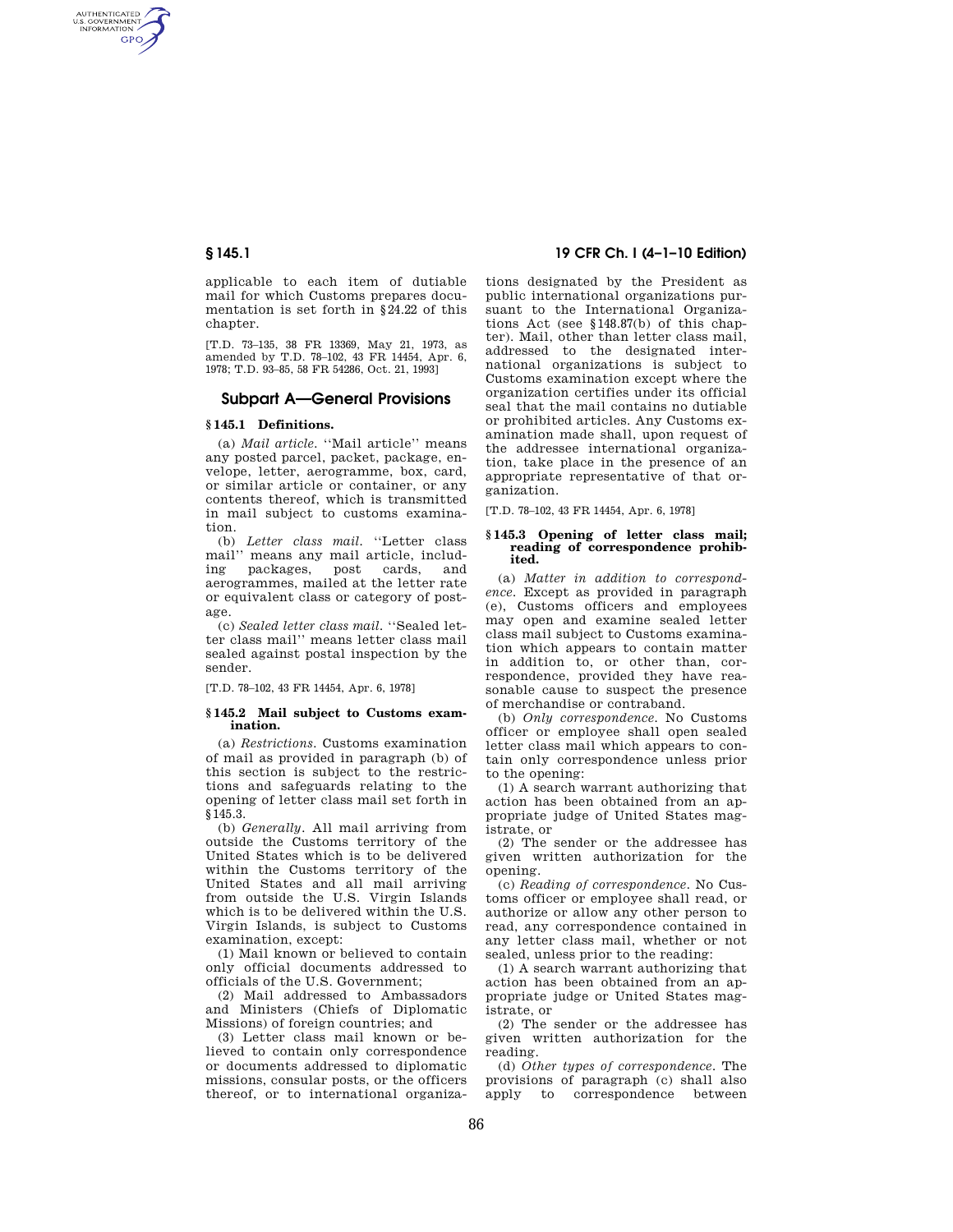applicable to each item of dutiable mail for which Customs prepares documentation is set forth in §24.22 of this chapter.

[T.D. 73–135, 38 FR 13369, May 21, 1973, as amended by T.D. 78–102, 43 FR 14454, Apr. 6, 1978; T.D. 93–85, 58 FR 54286, Oct. 21, 1993]

## Subpart A—General Provisions

### § 145.1 Definitions.

(a) *Mail article.* ''Mail article'' means any posted parcel, packet, package, envelope, letter, aerogramme, box, card, or similar article or container, or any contents thereof, which is transmitted in mail subject to customs examination.

(b) *Letter class mail.* ''Letter class mail'' means any mail article, including packages, post cards, and aerogrammes, mailed at the letter rate or equivalent class or category of postage.

(c) *Sealed letter class mail.* ''Sealed letter class mail'' means letter class mail sealed against postal inspection by the sender.

[T.D. 78–102, 43 FR 14454, Apr. 6, 1978]

### § 145.2 Mail subject to Customs examination.

(a) *Restrictions.* Customs examination of mail as provided in paragraph (b) of this section is subject to the restrictions and safeguards relating to the opening of letter class mail set forth in §145.3.

(b) *Generally.* All mail arriving from outside the Customs territory of the United States which is to be delivered within the Customs territory of the United States and all mail arriving from outside the U.S. Virgin Islands which is to be delivered within the U.S. Virgin Islands, is subject to Customs examination, except:

(1) Mail known or believed to contain only official documents addressed to officials of the U.S. Government;

(2) Mail addressed to Ambassadors and Ministers (Chiefs of Diplomatic Missions) of foreign countries; and

(3) Letter class mail known or believed to contain only correspondence or documents addressed to diplomatic missions, consular posts, or the officers thereof, or to international organizations designated by the President as public international organizations pursuant to the International Organizations Act (see §148.87(b) of this chapter). Mail, other than letter class mail, addressed to the designated international organizations is subject to Customs examination except where the organization certifies under its official seal that the mail contains no dutiable or prohibited articles. Any Customs examination made shall, upon request of the addressee international organization, take place in the presence of an appropriate representative of that organization.

[T.D. 78–102, 43 FR 14454, Apr. 6, 1978]

### § 145.3 Opening of letter class mail; reading of correspondence prohibited.

(a) *Matter in addition to correspondence.* Except as provided in paragraph (e), Customs officers and employees may open and examine sealed letter class mail subject to Customs examination which appears to contain matter in addition to, or other than, correspondence, provided they have reasonable cause to suspect the presence of merchandise or contraband.

(b) *Only correspondence.* No Customs officer or employee shall open sealed letter class mail which appears to contain only correspondence unless prior to the opening:

(1) A search warrant authorizing that action has been obtained from an appropriate judge of United States magistrate, or

(2) The sender or the addressee has given written authorization for the opening.

(c) *Reading of correspondence.* No Customs officer or employee shall read, or authorize or allow any other person to read, any correspondence contained in any letter class mail, whether or not sealed, unless prior to the reading:

(1) A search warrant authorizing that action has been obtained from an appropriate judge or United States magistrate, or

(2) The sender or the addressee has given written authorization for the reading.

(d) *Other types of correspondence.* The provisions of paragraph (c) shall also apply to correspondence between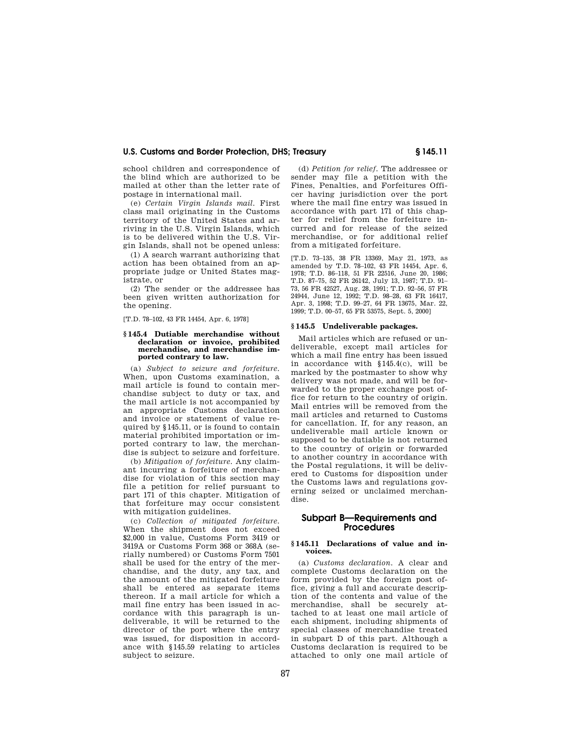school children and correspondence of the blind which are authorized to be mailed at other than the letter rate of postage in international mail.

(e) *Certain Virgin Islands mail.* First class mail originating in the Customs territory of the United States and arriving in the U.S. Virgin Islands, which is to be delivered within the U.S. Virgin Islands, shall not be opened unless:

(1) A search warrant authorizing that action has been obtained from an appropriate judge or United States magistrate, or

(2) The sender or the addressee has been given written authorization for the opening.

[T.D. 78–102, 43 FR 14454, Apr. 6, 1978]

### § 145.4 Dutiable merchandise without declaration or invoice, prohibited merchandise, and merchandise imported contrary to law.

(a) *Subject to seizure and forfeiture.* When, upon Customs examination, a mail article is found to contain merchandise subject to duty or tax, and the mail article is not accompanied by an appropriate Customs declaration and invoice or statement of value required by §145.11, or is found to contain material prohibited importation or imported contrary to law, the merchandise is subject to seizure and forfeiture.

(b) *Mitigation of forfeiture.* Any claimant incurring a forfeiture of merchandise for violation of this section may file a petition for relief pursuant to part 171 of this chapter. Mitigation of that forfeiture may occur consistent with mitigation guidelines.

(c) *Collection of mitigated forfeiture.* When the shipment does not exceed $2,000 in value, Customs Form 3419 or 3419A or Customs Form 368 or 368A (serially numbered) or Customs Form 7501 shall be used for the entry of the merchandise, and the duty, any tax, and the amount of the mitigated forfeiture shall be entered as separate items thereon. If a mail article for which a mail fine entry has been issued in accordance with this paragraph is undeliverable, it will be returned to the director of the port where the entry was issued, for disposition in accordance with §145.59 relating to articles subject to seizure.

(d) *Petition for relief.* The addressee or sender may file a petition with the Fines, Penalties, and Forfeitures Officer having jurisdiction over the port where the mail fine entry was issued in accordance with part 171 of this chapter for relief from the forfeiture incurred and for release of the seized merchandise, or for additional relief from a mitigated forfeiture.

[T.D. 73–135, 38 FR 13369, May 21, 1973, as amended by T.D. 78–102, 43 FR 14454, Apr. 6, 1978; T.D. 86–118, 51 FR 22516, June 20, 1986; T.D. 87–75, 52 FR 26142, July 13, 1987; T.D. 91–73, 56 FR 42527, Aug. 28, 1991; T.D. 92–56, 57 FR 24944, June 12, 1992; T.D. 98–28, 63 FR 16417, Apr. 3, 1998; T.D. 99–27, 64 FR 13675, Mar. 22, 1999; T.D. 00–57, 65 FR 53575, Sept. 5, 2000]

### § 145.5 Undeliverable packages.

Mail articles which are refused or undeliverable, except mail articles for which a mail fine entry has been issued in accordance with §145.4(c), will be marked by the postmaster to show why delivery was not made, and will be forwarded to the proper exchange post office for return to the country of origin. Mail entries will be removed from the mail articles and returned to Customs for cancellation. If, for any reason, an undeliverable mail article known or supposed to be dutiable is not returned to the country of origin or forwarded to another country in accordance with the Postal regulations, it will be delivered to Customs for disposition under the Customs laws and regulations governing seized or unclaimed merchandise.

## Subpart B—Requirements and Procedures

### § 145.11 Declarations of value and invoices.

(a) *Customs declaration.* A clear and complete Customs declaration on the form provided by the foreign post office, giving a full and accurate description of the contents and value of the merchandise, shall be securely attached to at least one mail article of each shipment, including shipments of special classes of merchandise treated in subpart D of this part. Although a Customs declaration is required to be attached to only one mail article of